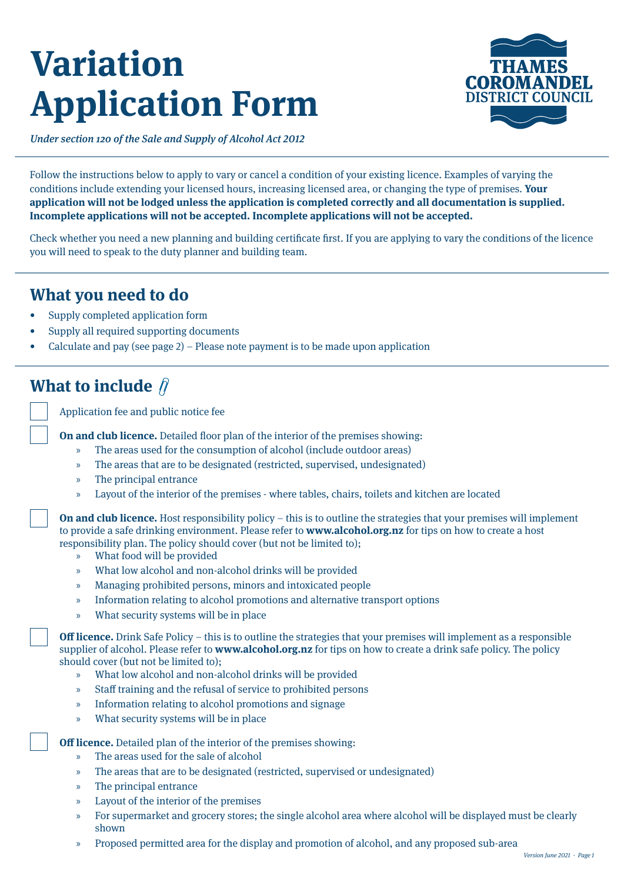# Variation Application Form

*Under section 120 of the Sale and Supply of Alcohol Act 2012*

THAMES COROMANDEL DISTRICT COUNCIL

Follow the instructions below to apply to vary or cancel a condition of your existing licence. Examples of varying the conditions include extending your licensed hours, increasing licensed area, or changing the type of premises. **Your application will not be lodged unless the application is completed correctly and all documentation is supplied. Incomplete applications will not be accepted. Incomplete applications will not be accepted.**

Check whether you need a new planning and building certificate first. If you are applying to vary the conditions of the licence you will need to speak to the duty planner and building team.

## What you need to do

- Supply completed application form
- Supply all required supporting documents
- Calculate and pay (see page 2) – Please note payment is to be made upon application

## What to include

- [ ] Application fee and public notice fee
- [ ] **On and club licence.** Detailed floor plan of the interior of the premises showing:
  - The areas used for the consumption of alcohol (include outdoor areas)
  - The areas that are to be designated (restricted, supervised, undesignated)
  - The principal entrance
  - Layout of the interior of the premises - where tables, chairs, toilets and kitchen are located
- [ ] **On and club licence.** Host responsibility policy – this is to outline the strategies that your premises will implement to provide a safe drinking environment. Please refer to **www.alcohol.org.nz** for tips on how to create a host responsibility plan. The policy should cover (but not be limited to);
  - What food will be provided
  - What low alcohol and non-alcohol drinks will be provided
  - Managing prohibited persons, minors and intoxicated people
  - Information relating to alcohol promotions and alternative transport options
  - What security systems will be in place
- [ ] **Off licence.** Drink Safe Policy – this is to outline the strategies that your premises will implement as a responsible supplier of alcohol. Please refer to **www.alcohol.org.nz** for tips on how to create a drink safe policy. The policy should cover (but not be limited to);
  - What low alcohol and non-alcohol drinks will be provided
  - Staff training and the refusal of service to prohibited persons
  - Information relating to alcohol promotions and signage
  - What security systems will be in place
- [ ] **Off licence.** Detailed plan of the interior of the premises showing:
  - The areas used for the sale of alcohol
  - The areas that are to be designated (restricted, supervised or undesignated)
  - The principal entrance
  - Layout of the interior of the premises
  - For supermarket and grocery stores; the single alcohol area where alcohol will be displayed must be clearly shown
  - Proposed permitted area for the display and promotion of alcohol, and any proposed sub-area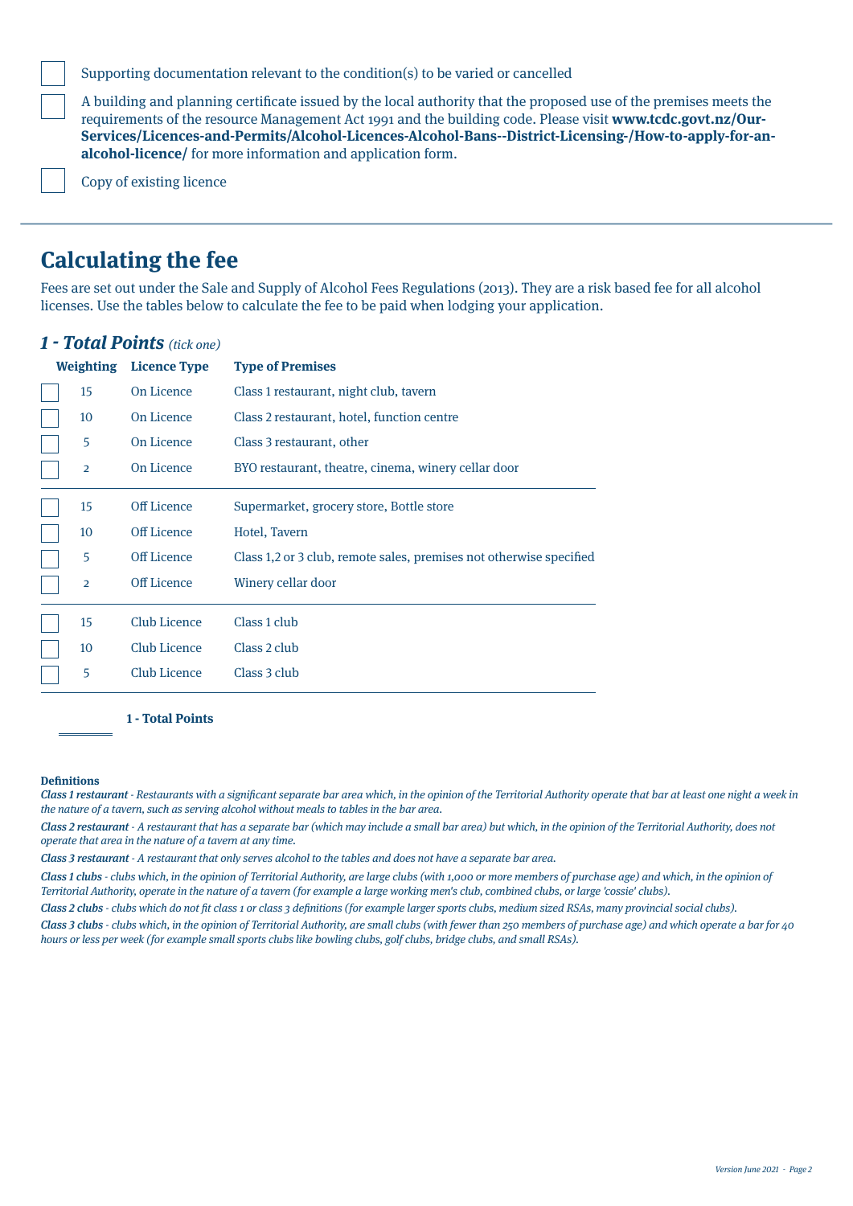- [ ] Supporting documentation relevant to the condition(s) to be varied or cancelled
- [ ] A building and planning certificate issued by the local authority that the proposed use of the premises meets the requirements of the resource Management Act 1991 and the building code. Please visit **www.tcdc.govt.nz/Our-Services/Licences-and-Permits/Alcohol-Licences-Alcohol-Bans--District-Licensing-/How-to-apply-for-an-alcohol-licence/** for more information and application form.
- [ ] Copy of existing licence

## Calculating the fee

Fees are set out under the Sale and Supply of Alcohol Fees Regulations (2013). They are a risk based fee for all alcohol licenses. Use the tables below to calculate the fee to be paid when lodging your application.

### *1 - Total Points* *(tick one)*

| | Weighting | Licence Type | Type of Premises |
|---|---|---|---|
| ☐ | 15 | On Licence | Class 1 restaurant, night club, tavern |
| ☐ | 10 | On Licence | Class 2 restaurant, hotel, function centre |
| ☐ | 5 | On Licence | Class 3 restaurant, other |
| ☐ | 2 | On Licence | BYO restaurant, theatre, cinema, winery cellar door |
| ☐ | 15 | Off Licence | Supermarket, grocery store, Bottle store |
| ☐ | 10 | Off Licence | Hotel, Tavern |
| ☐ | 5 | Off Licence | Class 1,2 or 3 club, remote sales, premises not otherwise specified |
| ☐ | 2 | Off Licence | Winery cellar door |
| ☐ | 15 | Club Licence | Class 1 club |
| ☐ | 10 | Club Licence | Class 2 club |
| ☐ | 5 | Club Licence | Class 3 club |

______ **1 - Total Points**

**Definitions**

***Class 1 restaurant*** *- Restaurants with a significant separate bar area which, in the opinion of the Territorial Authority operate that bar at least one night a week in the nature of a tavern, such as serving alcohol without meals to tables in the bar area.*

***Class 2 restaurant*** *- A restaurant that has a separate bar (which may include a small bar area) but which, in the opinion of the Territorial Authority, does not operate that area in the nature of a tavern at any time.*

***Class 3 restaurant*** *- A restaurant that only serves alcohol to the tables and does not have a separate bar area.*

***Class 1 clubs*** *- clubs which, in the opinion of Territorial Authority, are large clubs (with 1,000 or more members of purchase age) and which, in the opinion of Territorial Authority, operate in the nature of a tavern (for example a large working men's club, combined clubs, or large 'cossie' clubs).*

***Class 2 clubs*** *- clubs which do not fit class 1 or class 3 definitions (for example larger sports clubs, medium sized RSAs, many provincial social clubs).*

***Class 3 clubs*** *- clubs which, in the opinion of Territorial Authority, are small clubs (with fewer than 250 members of purchase age) and which operate a bar for 40 hours or less per week (for example small sports clubs like bowling clubs, golf clubs, bridge clubs, and small RSAs).*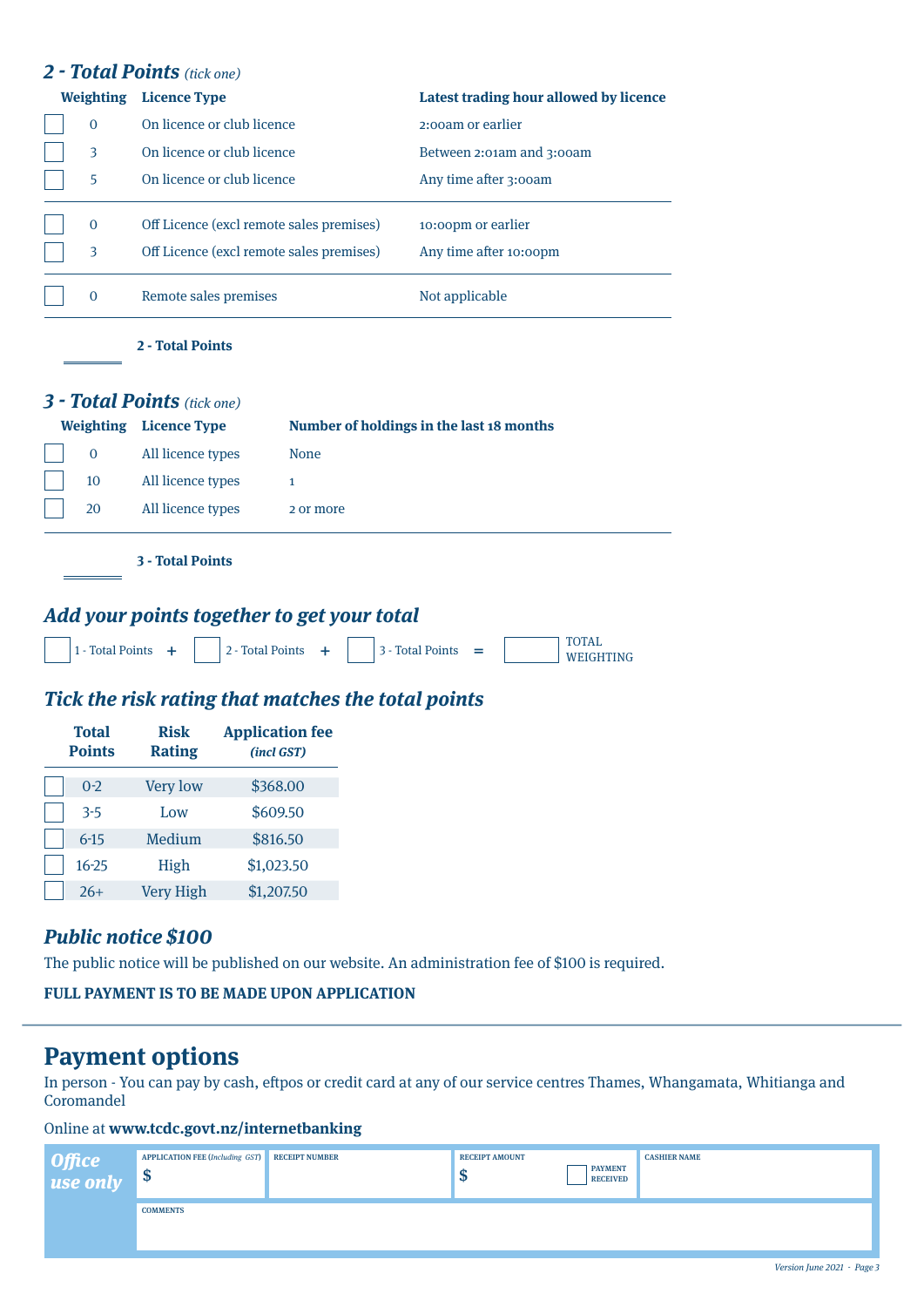## *2 - Total Points* *(tick one)*

| | Weighting | Licence Type | Latest trading hour allowed by licence |
|---|---|---|---|
| ☐ | 0 | On licence or club licence | 2:00am or earlier |
| ☐ | 3 | On licence or club licence | Between 2:01am and 3:00am |
| ☐ | 5 | On licence or club licence | Any time after 3:00am |
| ☐ | 0 | Off Licence (excl remote sales premises) | 10:00pm or earlier |
| ☐ | 3 | Off Licence (excl remote sales premises) | Any time after 10:00pm |
| ☐ | 0 | Remote sales premises | Not applicable |

________ **2 - Total Points**

## *3 - Total Points* *(tick one)*

| | Weighting | Licence Type | Number of holdings in the last 18 months |
|---|---|---|---|
| ☐ | 0 | All licence types | None |
| ☐ | 10 | All licence types | 1 |
| ☐ | 20 | All licence types | 2 or more |

________ **3 - Total Points**

## *Add your points together to get your total*

☐ 1 - Total Points + ☐ 2 - Total Points + ☐ 3 - Total Points = ☐ TOTAL WEIGHTING

## *Tick the risk rating that matches the total points*

| | Total Points | Risk Rating | Application fee *(incl GST)* |
|---|---|---|---|
| ☐ | 0-2 | Very low | $368.00 |
| ☐ | 3-5 | Low | $609.50 |
| ☐ | 6-15 | Medium | $816.50 |
| ☐ | 16-25 | High | $1,023.50 |
| ☐ | 26+ | Very High | $1,207.50 |

## *Public notice $100*

The public notice will be published on our website. An administration fee of $100 is required.

**FULL PAYMENT IS TO BE MADE UPON APPLICATION**

# Payment options

In person - You can pay by cash, eftpos or credit card at any of our service centres Thames, Whangamata, Whitianga and Coromandel

Online at **www.tcdc.govt.nz/internetbanking**

| *Office use only* | APPLICATION FEE *(Including GST)* | RECEIPT NUMBER | RECEIPT AMOUNT | PAYMENT RECEIVED | CASHIER NAME |
|---|---|---|---|---|---|
| | $ | | $ | ☐ | |
| | COMMENTS | | | | |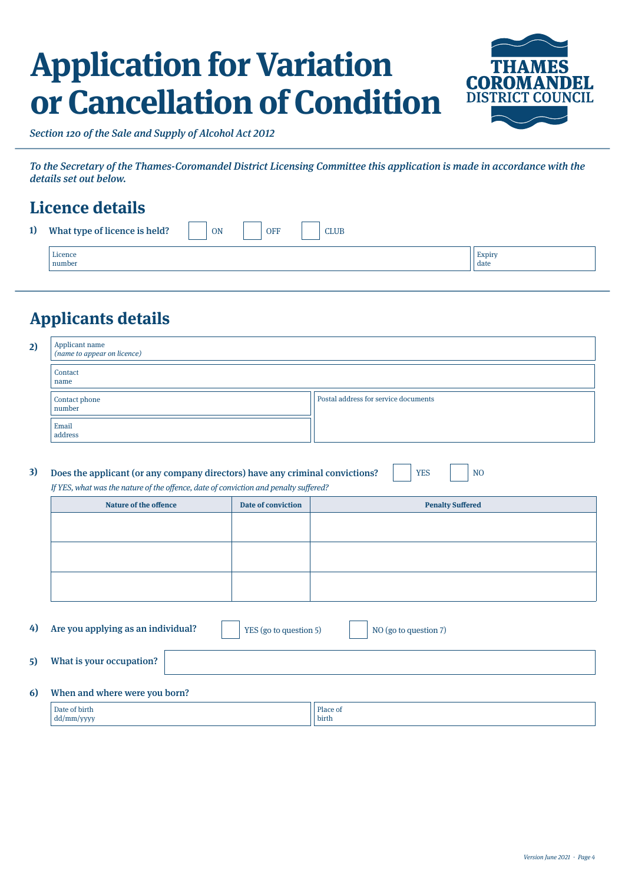# Application for Variation or Cancellation of Condition

THAMES COROMANDEL DISTRICT COUNCIL

*Section 120 of the Sale and Supply of Alcohol Act 2012*

*To the Secretary of the Thames-Coromandel District Licensing Committee this application is made in accordance with the details set out below.*

## Licence details

**1) What type of licence is held?** ☐ ON ☐ OFF ☐ CLUB

| Licence number | Expiry date |
|---|---|
| | |

## Applicants details

**2)**

| Applicant name *(name to appear on licence)* | |
|---|---|
| Contact name | |
| Contact phone number | Postal address for service documents |
| Email address | |

**3) Does the applicant (or any company directors) have any criminal convictions?** ☐ YES ☐ NO

*If YES, what was the nature of the offence, date of conviction and penalty suffered?*

| Nature of the offence | Date of conviction | Penalty Suffered |
|---|---|---|
| | | |
| | | |
| | | |

**4) Are you applying as an individual?** ☐ YES (go to question 5) ☐ NO (go to question 7)

**5) What is your occupation?**

**6) When and where were you born?**

| Date of birth dd/mm/yyyy | Place of birth |
|---|---|
| | |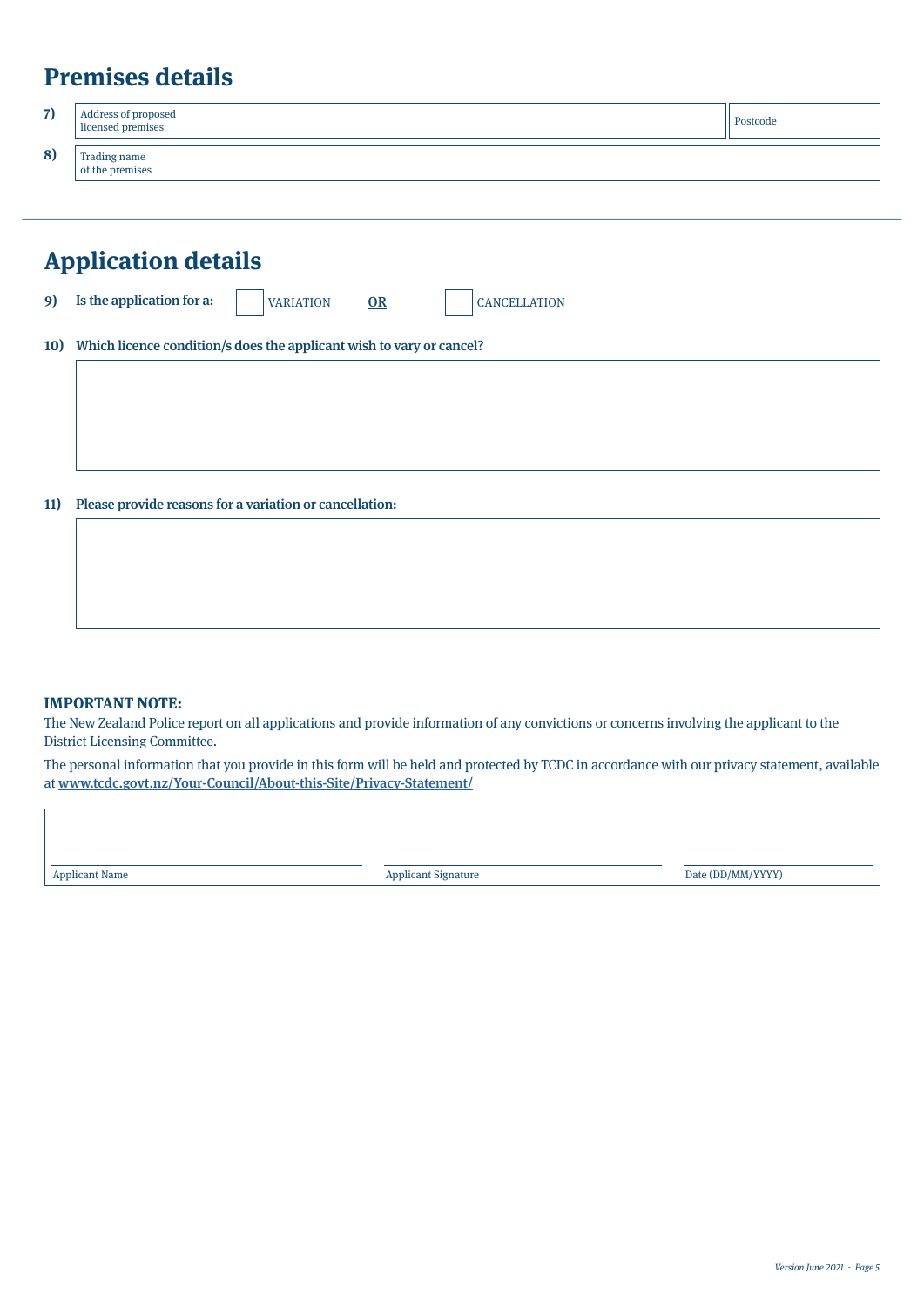## Premises details

| | | |
|---|---|---|
| 7) | Address of proposed licensed premises | Postcode |
| 8) | Trading name of the premises | |

## Application details

**9) Is the application for a:** ☐ VARIATION **OR** ☐ CANCELLATION

**10) Which licence condition/s does the applicant wish to vary or cancel?**

**11) Please provide reasons for a variation or cancellation:**

**IMPORTANT NOTE:**

The New Zealand Police report on all applications and provide information of any convictions or concerns involving the applicant to the District Licensing Committee.

The personal information that you provide in this form will be held and protected by TCDC in accordance with our privacy statement, available at www.tcdc.govt.nz/Your-Council/About-this-Site/Privacy-Statement/

| Applicant Name | Applicant Signature | Date (DD/MM/YYYY) |
|---|---|---|
| | | |

*Version June 2021*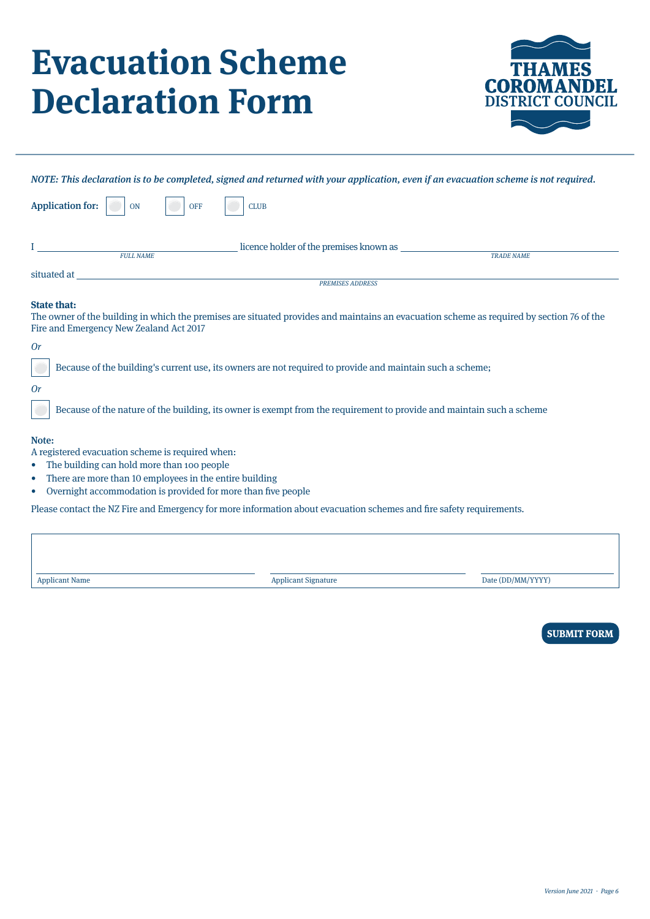# Evacuation Scheme Declaration Form

THAMES COROMANDEL DISTRICT COUNCIL

*NOTE: This declaration is to be completed, signed and returned with your application, even if an evacuation scheme is not required.*

**Application for:** ☐ ON ☐ OFF ☐ CLUB

I ______________________ licence holder of the premises known as ______________________
*FULL NAME* *TRADE NAME*

situated at ______________________________________________
*PREMISES ADDRESS*

**State that:**
The owner of the building in which the premises are situated provides and maintains an evacuation scheme as required by section 76 of the Fire and Emergency New Zealand Act 2017

*Or*

☐ Because of the building's current use, its owners are not required to provide and maintain such a scheme;

*Or*

☐ Because of the nature of the building, its owner is exempt from the requirement to provide and maintain such a scheme

**Note:**
A registered evacuation scheme is required when:

- The building can hold more than 100 people
- There are more than 10 employees in the entire building
- Overnight accommodation is provided for more than five people

Please contact the NZ Fire and Emergency for more information about evacuation schemes and fire safety requirements.

| Applicant Name | Applicant Signature | Date (DD/MM/YYYY) |
|---|---|---|
| | | |

**SUBMIT FORM**

*Version June 2021*